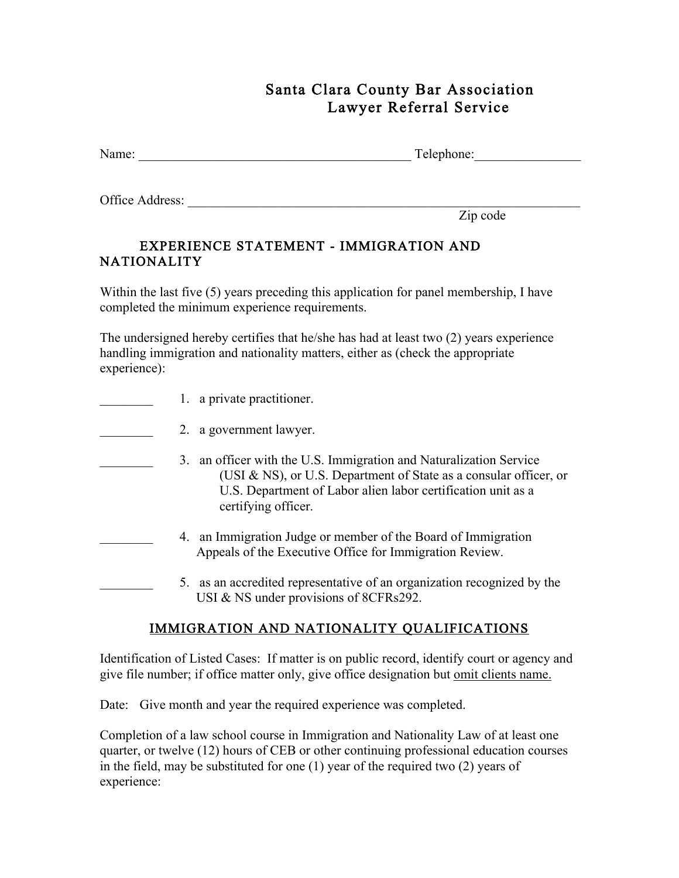# Santa Clara County Bar Association
## Lawyer Referral Service

Name: ________________________________________ Telephone:_______________

Office Address: ____________________________________________________________
Zip code

### EXPERIENCE STATEMENT - IMMIGRATION AND NATIONALITY

Within the last five (5) years preceding this application for panel membership, I have completed the minimum experience requirements.

The undersigned hereby certifies that he/she has had at least two (2) years experience handling immigration and nationality matters, either as (check the appropriate experience):

________ 1. a private practitioner.

________ 2. a government lawyer.

________ 3. an officer with the U.S. Immigration and Naturalization Service (USI & NS), or U.S. Department of State as a consular officer, or U.S. Department of Labor alien labor certification unit as a certifying officer.

________ 4. an Immigration Judge or member of the Board of Immigration Appeals of the Executive Office for Immigration Review.

________ 5. as an accredited representative of an organization recognized by the USI & NS under provisions of 8CFRs292.

### IMMIGRATION AND NATIONALITY QUALIFICATIONS

Identification of Listed Cases: If matter is on public record, identify court or agency and give file number; if office matter only, give office designation but omit clients name.

Date: Give month and year the required experience was completed.

Completion of a law school course in Immigration and Nationality Law of at least one quarter, or twelve (12) hours of CEB or other continuing professional education courses in the field, may be substituted for one (1) year of the required two (2) years of experience: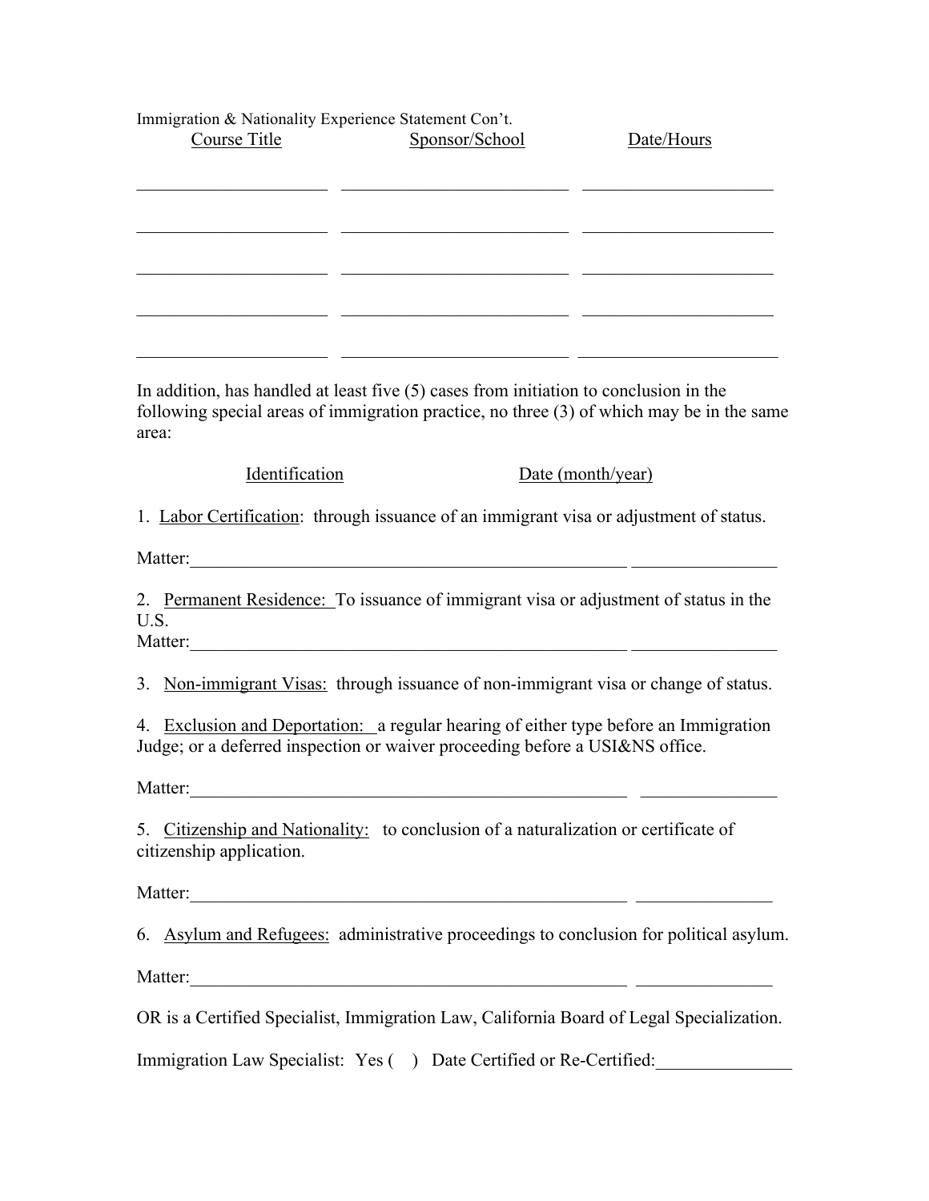Immigration & Nationality Experience Statement Con't.

| Course Title | Sponsor/School | Date/Hours |
| --- | --- | --- |
| | | |
| | | |
| | | |
| | | |
| | | |

In addition, has handled at least five (5) cases from initiation to conclusion in the following special areas of immigration practice, no three (3) of which may be in the same area:

Identification — Date (month/year)

1. Labor Certification: through issuance of an immigrant visa or adjustment of status.

Matter:____________________________________________ ______________

2. Permanent Residence: To issuance of immigrant visa or adjustment of status in the U.S.
Matter:____________________________________________ ______________

3. Non-immigrant Visas: through issuance of non-immigrant visa or change of status.

4. Exclusion and Deportation: a regular hearing of either type before an Immigration Judge; or a deferred inspection or waiver proceeding before a USI&NS office.

Matter:____________________________________________ ______________

5. Citizenship and Nationality: to conclusion of a naturalization or certificate of citizenship application.

Matter:____________________________________________ ______________

6. Asylum and Refugees: administrative proceedings to conclusion for political asylum.

Matter:____________________________________________ ______________

OR is a Certified Specialist, Immigration Law, California Board of Legal Specialization.

Immigration Law Specialist: Yes (  ) Date Certified or Re-Certified:______________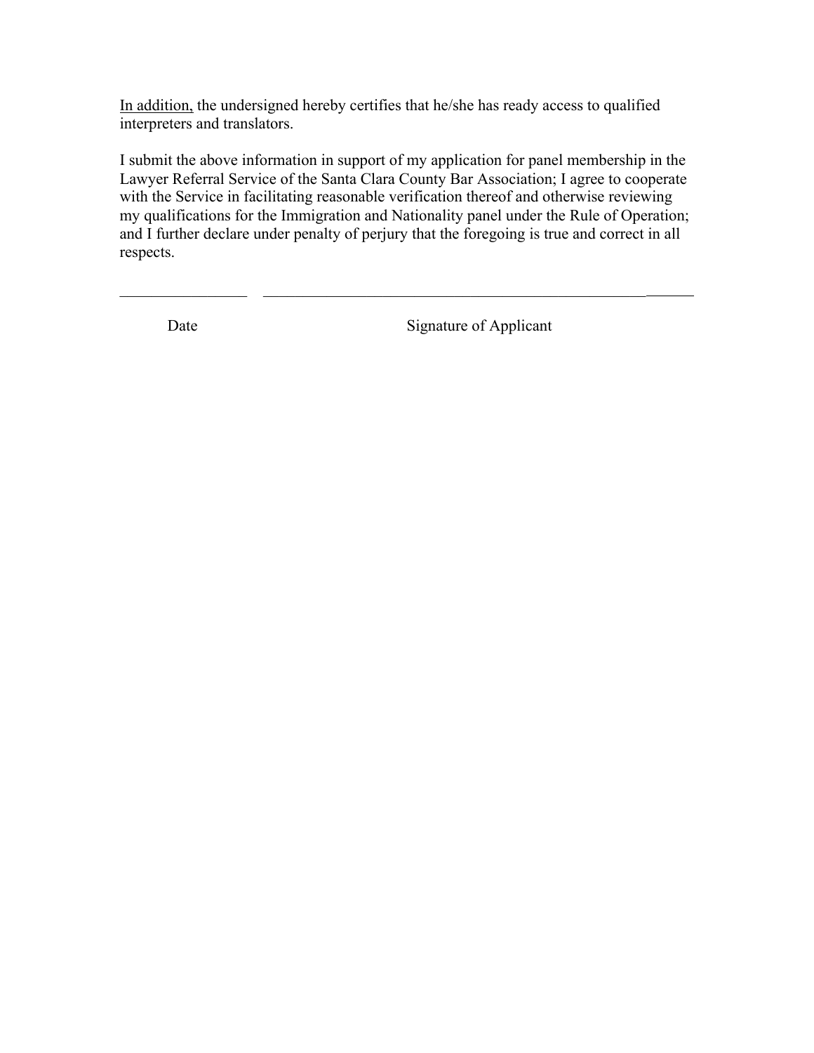<u>In addition,</u> the undersigned hereby certifies that he/she has ready access to qualified interpreters and translators.

I submit the above information in support of my application for panel membership in the Lawyer Referral Service of the Santa Clara County Bar Association; I agree to cooperate with the Service in facilitating reasonable verification thereof and otherwise reviewing my qualifications for the Immigration and Nationality panel under the Rule of Operation; and I further declare under penalty of perjury that the foregoing is true and correct in all respects.

________________ ______________________________________________________

Date Signature of Applicant